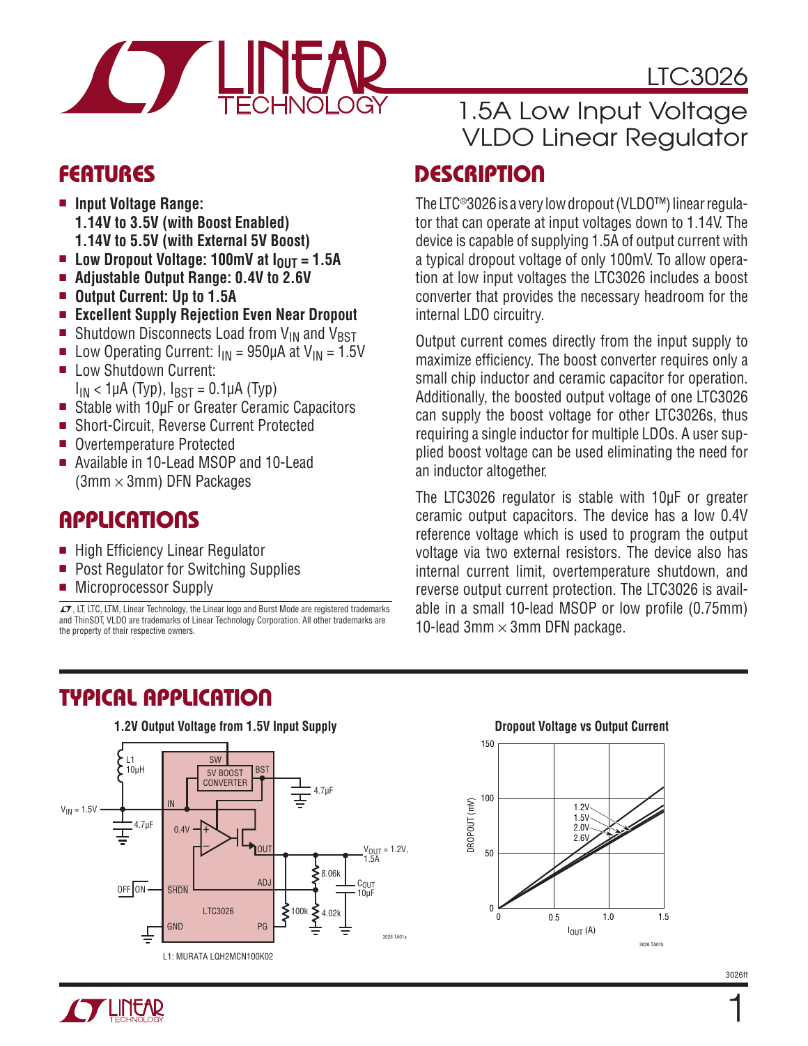# LTC3026

## 1.5A Low Input Voltage VLDO Linear Regulator

## FEATURES

- **Input Voltage Range:**
  **1.14V to 3.5V (with Boost Enabled)**
  **1.14V to 5.5V (with External 5V Boost)**
- **Low Dropout Voltage: 100mV at $I_{OUT}$ = 1.5A**
- **Adjustable Output Range: 0.4V to 2.6V**
- **Output Current: Up to 1.5A**
- **Excellent Supply Rejection Even Near Dropout**
- Shutdown Disconnects Load from $V_{IN}$ and $V_{BST}$
- Low Operating Current: $I_{IN}$ = 950μA at $V_{IN}$ = 1.5V
- Low Shutdown Current:
  $I_{IN}$ < 1μA (Typ), $I_{BST}$ = 0.1μA (Typ)
- Stable with 10μF or Greater Ceramic Capacitors
- Short-Circuit, Reverse Current Protected
- Overtemperature Protected
- Available in 10-Lead MSOP and 10-Lead (3mm × 3mm) DFN Packages

## APPLICATIONS

- High Efficiency Linear Regulator
- Post Regulator for Switching Supplies
- Microprocessor Supply

LT, LTC, LTM, Linear Technology, the Linear logo and Burst Mode are registered trademarks and ThinSOT, VLDO are trademarks of Linear Technology Corporation. All other trademarks are the property of their respective owners.

## DESCRIPTION

The LTC®3026 is a very low dropout (VLDO™) linear regulator that can operate at input voltages down to 1.14V. The device is capable of supplying 1.5A of output current with a typical dropout voltage of only 100mV. To allow operation at low input voltages the LTC3026 includes a boost converter that provides the necessary headroom for the internal LDO circuitry.

Output current comes directly from the input supply to maximize efficiency. The boost converter requires only a small chip inductor and ceramic capacitor for operation. Additionally, the boosted output voltage of one LTC3026 can supply the boost voltage for other LTC3026s, thus requiring a single inductor for multiple LDOs. A user supplied boost voltage can be used eliminating the need for an inductor altogether.

The LTC3026 regulator is stable with 10μF or greater ceramic output capacitors. The device has a low 0.4V reference voltage which is used to program the output voltage via two external resistors. The device also has internal current limit, overtemperature shutdown, and reverse output current protection. The LTC3026 is available in a small 10-lead MSOP or low profile (0.75mm) 10-lead 3mm × 3mm DFN package.

## TYPICAL APPLICATION

**1.2V Output Voltage from 1.5V Input Supply**

L1: MURATA LQH2MCN100K02

**Dropout Voltage vs Output Current**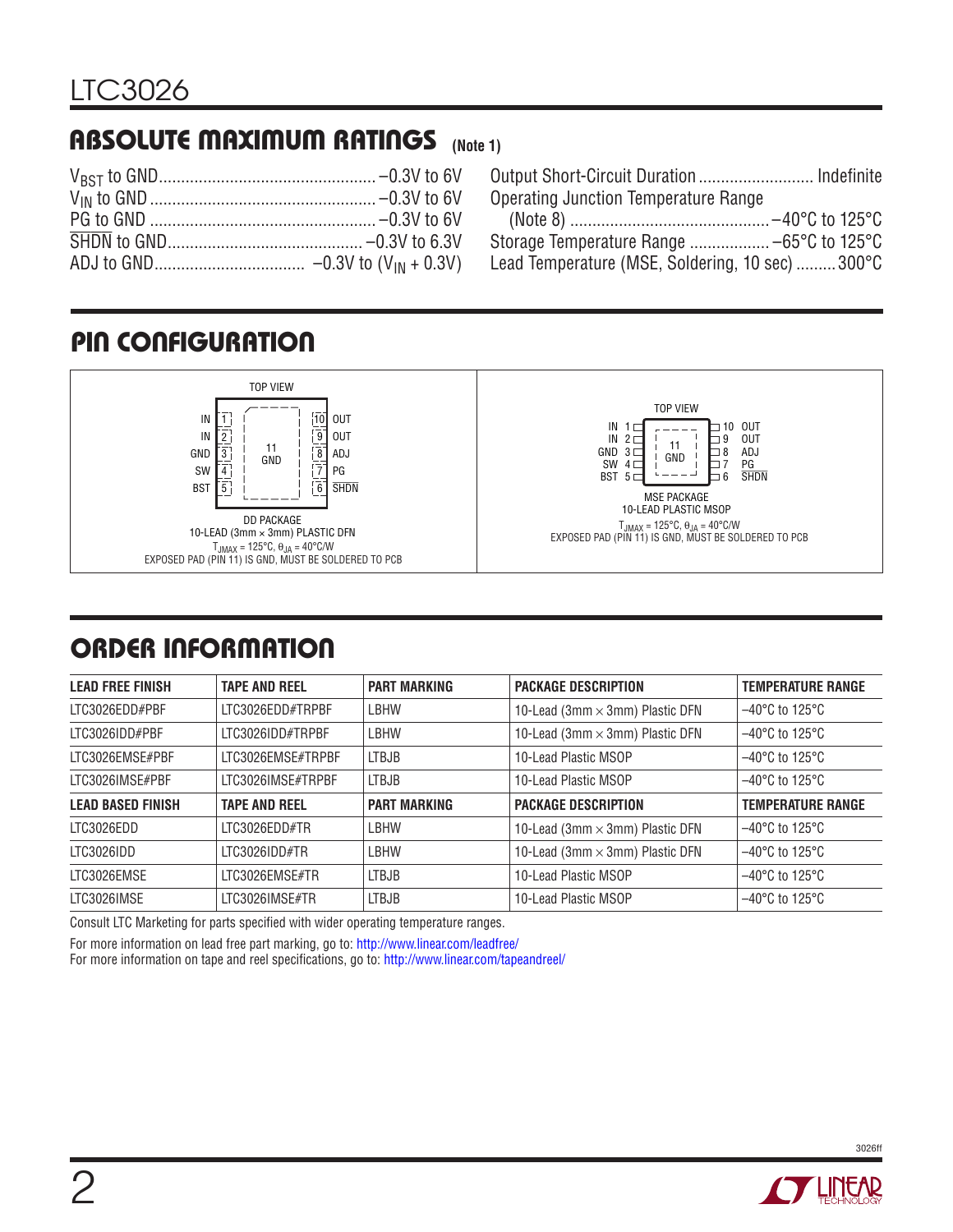## ABSOLUTE MAXIMUM RATINGS (Note 1)

$V_{BST}$ to GND ................................................ –0.3V to 6V
$V_{IN}$ to GND ................................................ –0.3V to 6V
PG to GND ................................................ –0.3V to 6V
$\overline{SHDN}$ to GND ........................................ –0.3V to 6.3V
ADJ to GND ................................ –0.3V to ($V_{IN}$ + 0.3V)
Output Short-Circuit Duration ......................... Indefinite
Operating Junction Temperature Range
(Note 8) ............................................ –40°C to 125°C
Storage Temperature Range .................. –65°C to 125°C
Lead Temperature (MSE, Soldering, 10 sec) ......... 300°C

## PIN CONFIGURATION

**DD PACKAGE** (TOP VIEW)

| Pin | Name | Pin | Name |
|---|---|---|---|
| 1 | IN | 10 | OUT |
| 2 | IN | 9 | OUT |
| 3 | GND | 8 | ADJ |
| 4 | SW | 7 | PG |
| 5 | BST | 6 | $\overline{SHDN}$ |
| 11 | GND (Exposed Pad) | | |

DD PACKAGE
10-LEAD (3mm × 3mm) PLASTIC DFN
$T_{JMAX}$ = 125°C, $\theta_{JA}$ = 40°C/W
EXPOSED PAD (PIN 11) IS GND, MUST BE SOLDERED TO PCB

**MSE PACKAGE** (TOP VIEW)

| Pin | Name | Pin | Name |
|---|---|---|---|
| 1 | IN | 10 | OUT |
| 2 | IN | 9 | OUT |
| 3 | GND | 8 | ADJ |
| 4 | SW | 7 | PG |
| 5 | BST | 6 | $\overline{SHDN}$ |
| 11 | GND (Exposed Pad) | | |

MSE PACKAGE
10-LEAD PLASTIC MSOP
$T_{JMAX}$ = 125°C, $\theta_{JA}$ = 40°C/W
EXPOSED PAD (PIN 11) IS GND, MUST BE SOLDERED TO PCB

## ORDER INFORMATION

| LEAD FREE FINISH | TAPE AND REEL | PART MARKING | PACKAGE DESCRIPTION | TEMPERATURE RANGE |
|---|---|---|---|---|
| LTC3026EDD#PBF | LTC3026EDD#TRPBF | LBHW | 10-Lead (3mm × 3mm) Plastic DFN | –40°C to 125°C |
| LTC3026IDD#PBF | LTC3026IDD#TRPBF | LBHW | 10-Lead (3mm × 3mm) Plastic DFN | –40°C to 125°C |
| LTC3026EMSE#PBF | LTC3026EMSE#TRPBF | LTBJB | 10-Lead Plastic MSOP | –40°C to 125°C |
| LTC3026IMSE#PBF | LTC3026IMSE#TRPBF | LTBJB | 10-Lead Plastic MSOP | –40°C to 125°C |
| **LEAD BASED FINISH** | **TAPE AND REEL** | **PART MARKING** | **PACKAGE DESCRIPTION** | **TEMPERATURE RANGE** |
| LTC3026EDD | LTC3026EDD#TR | LBHW | 10-Lead (3mm × 3mm) Plastic DFN | –40°C to 125°C |
| LTC3026IDD | LTC3026IDD#TR | LBHW | 10-Lead (3mm × 3mm) Plastic DFN | –40°C to 125°C |
| LTC3026EMSE | LTC3026EMSE#TR | LTBJB | 10-Lead Plastic MSOP | –40°C to 125°C |
| LTC3026IMSE | LTC3026IMSE#TR | LTBJB | 10-Lead Plastic MSOP | –40°C to 125°C |

Consult LTC Marketing for parts specified with wider operating temperature ranges.

For more information on lead free part marking, go to: http://www.linear.com/leadfree/
For more information on tape and reel specifications, go to: http://www.linear.com/tapeandreel/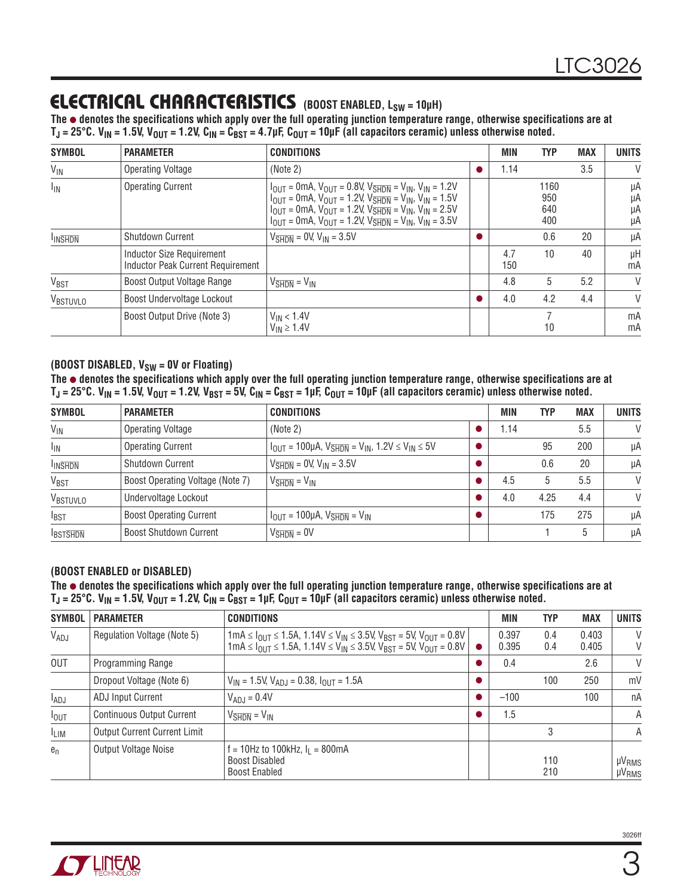## ELECTRICAL CHARACTERISTICS (BOOST ENABLED, $L_{SW}$ = 10µH)

**The ● denotes the specifications which apply over the full operating junction temperature range, otherwise specifications are at $T_J$ = 25°C. $V_{IN}$ = 1.5V, $V_{OUT}$ = 1.2V, $C_{IN}$ = $C_{BST}$ = 4.7µF, $C_{OUT}$ = 10µF (all capacitors ceramic) unless otherwise noted.**

| SYMBOL | PARAMETER | CONDITIONS | | MIN | TYP | MAX | UNITS |
|---|---|---|---|---|---|---|---|
| $V_{IN}$ | Operating Voltage | (Note 2) | ● | 1.14 | | 3.5 | V |
| $I_{IN}$ | Operating Current | $I_{OUT}$ = 0mA, $V_{OUT}$ = 0.8V, $V_{\overline{SHDN}}$ = $V_{IN}$, $V_{IN}$ = 1.2V<br>$I_{OUT}$ = 0mA, $V_{OUT}$ = 1.2V, $V_{\overline{SHDN}}$ = $V_{IN}$, $V_{IN}$ = 1.5V<br>$I_{OUT}$ = 0mA, $V_{OUT}$ = 1.2V, $V_{\overline{SHDN}}$ = $V_{IN}$, $V_{IN}$ = 2.5V<br>$I_{OUT}$ = 0mA, $V_{OUT}$ = 1.2V, $V_{\overline{SHDN}}$ = $V_{IN}$, $V_{IN}$ = 3.5V | | | 1160<br>950<br>640<br>400 | | µA<br>µA<br>µA<br>µA |
| $I_{IN\overline{SHDN}}$ | Shutdown Current | $V_{\overline{SHDN}}$ = 0V, $V_{IN}$ = 3.5V | ● | | 0.6 | 20 | µA |
| | Inductor Size Requirement<br>Inductor Peak Current Requirement | | | 4.7<br>150 | 10 | 40 | µH<br>mA |
| $V_{BST}$ | Boost Output Voltage Range | $V_{\overline{SHDN}}$ = $V_{IN}$ | | 4.8 | 5 | 5.2 | V |
| $V_{BSTUVLO}$ | Boost Undervoltage Lockout | | ● | 4.0 | 4.2 | 4.4 | V |
| | Boost Output Drive (Note 3) | $V_{IN}$ < 1.4V<br>$V_{IN}$ ≥ 1.4V | | | 7<br>10 | | mA<br>mA |

### (BOOST DISABLED, $V_{SW}$ = 0V or Floating)

**The ● denotes the specifications which apply over the full operating junction temperature range, otherwise specifications are at $T_J$ = 25°C. $V_{IN}$ = 1.5V, $V_{OUT}$ = 1.2V, $V_{BST}$ = 5V, $C_{IN}$ = $C_{BST}$ = 1µF, $C_{OUT}$ = 10µF (all capacitors ceramic) unless otherwise noted.**

| SYMBOL | PARAMETER | CONDITIONS | | MIN | TYP | MAX | UNITS |
|---|---|---|---|---|---|---|---|
| $V_{IN}$ | Operating Voltage | (Note 2) | ● | 1.14 | | 5.5 | V |
| $I_{IN}$ | Operating Current | $I_{OUT}$ = 100µA, $V_{\overline{SHDN}}$ = $V_{IN}$, 1.2V ≤ $V_{IN}$ ≤ 5V | ● | | 95 | 200 | µA |
| $I_{IN\overline{SHDN}}$ | Shutdown Current | $V_{\overline{SHDN}}$ = 0V, $V_{IN}$ = 3.5V | ● | | 0.6 | 20 | µA |
| $V_{BST}$ | Boost Operating Voltage (Note 7) | $V_{\overline{SHDN}}$ = $V_{IN}$ | ● | 4.5 | 5 | 5.5 | V |
| $V_{BSTUVLO}$ | Undervoltage Lockout | | ● | 4.0 | 4.25 | 4.4 | V |
| $I_{BST}$ | Boost Operating Current | $I_{OUT}$ = 100µA, $V_{\overline{SHDN}}$ = $V_{IN}$ | ● | | 175 | 275 | µA |
| $I_{BST\overline{SHDN}}$ | Boost Shutdown Current | $V_{\overline{SHDN}}$ = 0V | | | 1 | 5 | µA |

### (BOOST ENABLED or DISABLED)

**The ● denotes the specifications which apply over the full operating junction temperature range, otherwise specifications are at $T_J$ = 25°C. $V_{IN}$ = 1.5V, $V_{OUT}$ = 1.2V, $C_{IN}$ = $C_{BST}$ = 1µF, $C_{OUT}$ = 10µF (all capacitors ceramic) unless otherwise noted.**

| SYMBOL | PARAMETER | CONDITIONS | | MIN | TYP | MAX | UNITS |
|---|---|---|---|---|---|---|---|
| $V_{ADJ}$ | Regulation Voltage (Note 5) | 1mA ≤ $I_{OUT}$ ≤ 1.5A, 1.14V ≤ $V_{IN}$ ≤ 3.5V, $V_{BST}$ = 5V, $V_{OUT}$ = 0.8V<br>1mA ≤ $I_{OUT}$ ≤ 1.5A, 1.14V ≤ $V_{IN}$ ≤ 3.5V, $V_{BST}$ = 5V, $V_{OUT}$ = 0.8V | <br>● | 0.397<br>0.395 | 0.4<br>0.4 | 0.403<br>0.405 | V<br>V |
| OUT | Programming Range | | ● | 0.4 | | 2.6 | V |
| | Dropout Voltage (Note 6) | $V_{IN}$ = 1.5V, $V_{ADJ}$ = 0.38, $I_{OUT}$ = 1.5A | ● | | 100 | 250 | mV |
| $I_{ADJ}$ | ADJ Input Current | $V_{ADJ}$ = 0.4V | ● | −100 | | 100 | nA |
| $I_{OUT}$ | Continuous Output Current | $V_{\overline{SHDN}}$ = $V_{IN}$ | ● | 1.5 | | | A |
| $I_{LIM}$ | Output Current Current Limit | | | | 3 | | A |
| $e_n$ | Output Voltage Noise | f = 10Hz to 100kHz, $I_L$ = 800mA<br>Boost Disabled<br>Boost Enabled | | | <br>110<br>210 | | <br>µV<sub></sub>RMS<br>µVRMS |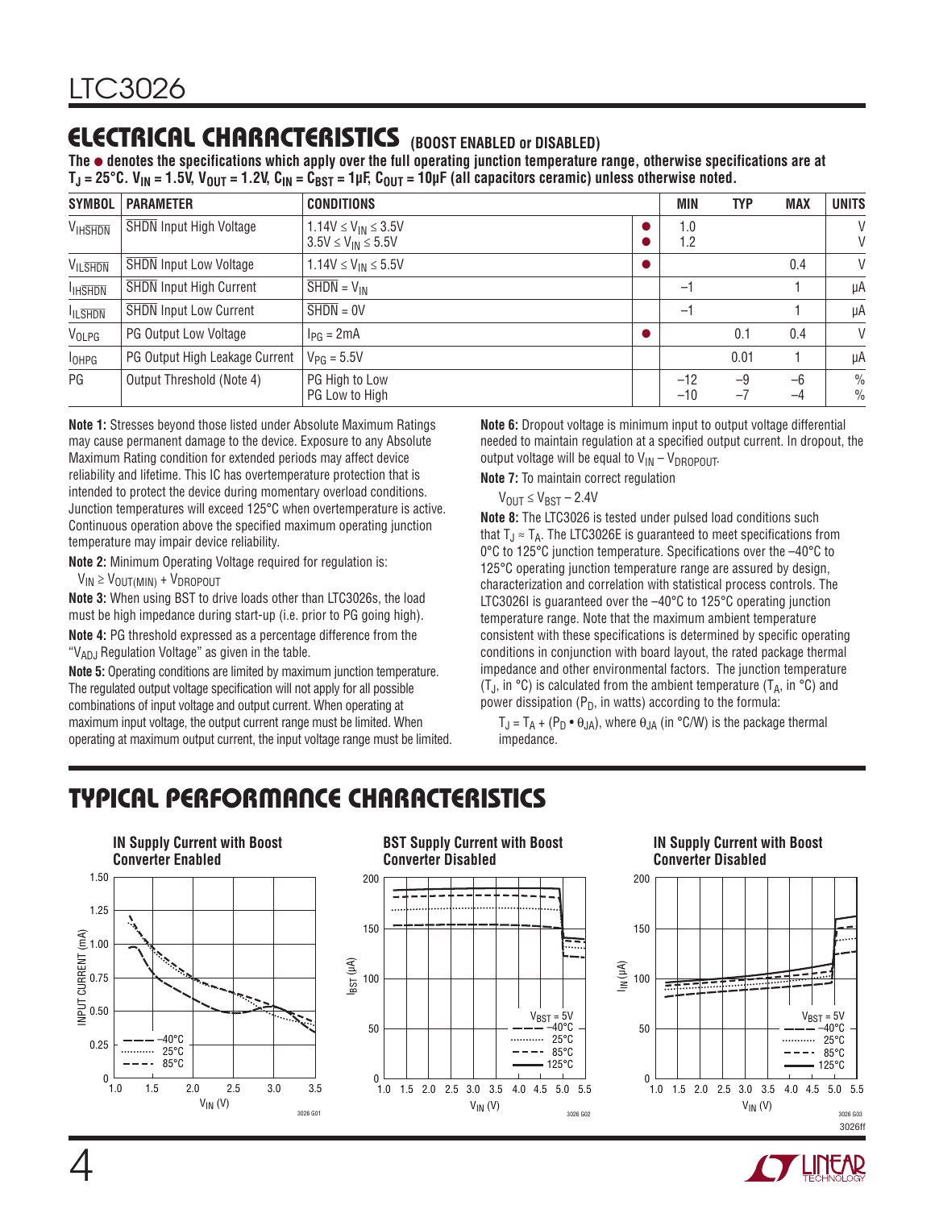## ELECTRICAL CHARACTERISTICS (BOOST ENABLED or DISABLED)

**The ● denotes the specifications which apply over the full operating junction temperature range, otherwise specifications are at $T_J$ = 25°C. $V_{IN}$ = 1.5V, $V_{OUT}$ = 1.2V, $C_{IN}$ = $C_{BST}$ = 1µF, $C_{OUT}$ = 10µF (all capacitors ceramic) unless otherwise noted.**

| SYMBOL | PARAMETER | CONDITIONS | | MIN | TYP | MAX | UNITS |
|---|---|---|---|---|---|---|---|
| $V_{IH\overline{SHDN}}$ | $\overline{SHDN}$ Input High Voltage | $1.14V \le V_{IN} \le 3.5V$<br>$3.5V \le V_{IN} \le 5.5V$ | ●<br>● | 1.0<br>1.2 | | | V<br>V |
| $V_{IL\overline{SHDN}}$ | $\overline{SHDN}$ Input Low Voltage | $1.14V \le V_{IN} \le 5.5V$ | ● | | | 0.4 | V |
| $I_{IH\overline{SHDN}}$ | $\overline{SHDN}$ Input High Current | $\overline{SHDN} = V_{IN}$ | | –1 | | 1 | µA |
| $I_{IL\overline{SHDN}}$ | $\overline{SHDN}$ Input Low Current | $\overline{SHDN}$ = 0V | | –1 | | 1 | µA |
| $V_{OLPG}$ | PG Output Low Voltage | $I_{PG}$ = 2mA | ● | | 0.1 | 0.4 | V |
| $I_{OHPG}$ | PG Output High Leakage Current | $V_{PG}$ = 5.5V | | | 0.01 | 1 | µA |
| PG | Output Threshold (Note 4) | PG High to Low<br>PG Low to High | | –12<br>–10 | –9<br>–7 | –6<br>–4 | %<br>% |

**Note 1:** Stresses beyond those listed under Absolute Maximum Ratings may cause permanent damage to the device. Exposure to any Absolute Maximum Rating condition for extended periods may affect device reliability and lifetime. This IC has overtemperature protection that is intended to protect the device during momentary overload conditions. Junction temperatures will exceed 125°C when overtemperature is active. Continuous operation above the specified maximum operating junction temperature may impair device reliability.

**Note 2:** Minimum Operating Voltage required for regulation is:

$V_{IN} \ge V_{OUT(MIN)} + V_{DROPOUT}$

**Note 3:** When using BST to drive loads other than LTC3026s, the load must be high impedance during start-up (i.e. prior to PG going high).

**Note 4:** PG threshold expressed as a percentage difference from the "$V_{ADJ}$ Regulation Voltage" as given in the table.

**Note 5:** Operating conditions are limited by maximum junction temperature. The regulated output voltage specification will not apply for all possible combinations of input voltage and output current. When operating at maximum input voltage, the output current range must be limited. When operating at maximum output current, the input voltage range must be limited.

**Note 6:** Dropout voltage is minimum input to output voltage differential needed to maintain regulation at a specified output current. In dropout, the output voltage will be equal to $V_{IN} – V_{DROPOUT}$.

**Note 7:** To maintain correct regulation

$V_{OUT} \le V_{BST} – 2.4V$

**Note 8:** The LTC3026 is tested under pulsed load conditions such that $T_J \approx T_A$. The LTC3026E is guaranteed to meet specifications from 0°C to 125°C junction temperature. Specifications over the –40°C to 125°C operating junction temperature range are assured by design, characterization and correlation with statistical process controls. The LTC3026I is guaranteed over the –40°C to 125°C operating junction temperature range. Note that the maximum ambient temperature consistent with these specifications is determined by specific operating conditions in conjunction with board layout, the rated package thermal impedance and other environmental factors. The junction temperature ($T_J$, in °C) is calculated from the ambient temperature ($T_A$, in °C) and power dissipation ($P_D$, in watts) according to the formula:

$T_J = T_A + (P_D \bullet \theta_{JA})$, where $\theta_{JA}$ (in °C/W) is the package thermal impedance.

## TYPICAL PERFORMANCE CHARACTERISTICS

**IN Supply Current with Boost Converter Enabled**

**BST Supply Current with Boost Converter Disabled**

**IN Supply Current with Boost Converter Disabled**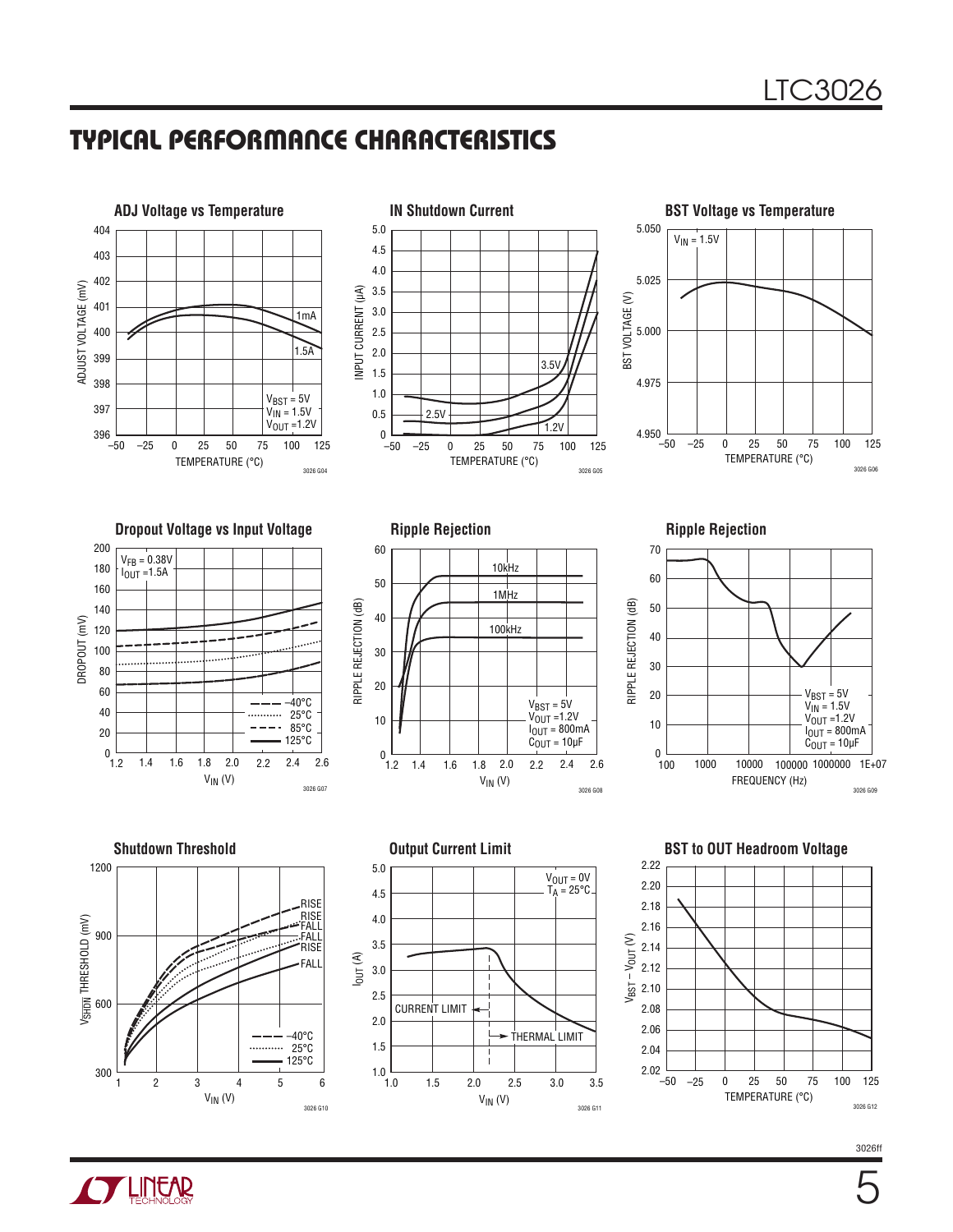## TYPICAL PERFORMANCE CHARACTERISTICS

**ADJ Voltage vs Temperature**

ADJUST VOLTAGE (mV) vs TEMPERATURE (°C); curves: 1mA, 1.5A; $V_{BST} = 5V$, $V_{IN} = 1.5V$, $V_{OUT} = 1.2V$

3026 G04

**IN Shutdown Current**

INPUT CURRENT (µA) vs TEMPERATURE (°C); curves: 3.5V, 2.5V, 1.2V

3026 G05

**BST Voltage vs Temperature**

BST VOLTAGE (V) vs TEMPERATURE (°C); $V_{IN} = 1.5V$

3026 G06

**Dropout Voltage vs Input Voltage**

DROPOUT (mV) vs $V_{IN}$ (V); $V_{FB} = 0.38V$, $I_{OUT} = 1.5A$; curves: –40°C, 25°C, 85°C, 125°C

3026 G07

**Ripple Rejection**

RIPPLE REJECTION (dB) vs $V_{IN}$ (V); curves: 10kHz, 1MHz, 100kHz; $V_{BST} = 5V$, $V_{OUT} = 1.2V$, $I_{OUT} = 800mA$, $C_{OUT} = 10µF$

3026 G08

**Ripple Rejection**

RIPPLE REJECTION (dB) vs FREQUENCY (Hz); $V_{BST} = 5V$, $V_{IN} = 1.5V$, $V_{OUT} = 1.2V$, $I_{OUT} = 800mA$, $C_{OUT} = 10µF$

3026 G09

**Shutdown Threshold**

$V_{\overline{SHDN}}$ THRESHOLD (mV) vs $V_{IN}$ (V); curves: RISE/FALL at –40°C, 25°C, 125°C

3026 G10

**Output Current Limit**

$I_{OUT}$ (A) vs $V_{IN}$ (V); $V_{OUT} = 0V$, $T_A = 25°C$; CURRENT LIMIT, THERMAL LIMIT

3026 G11

**BST to OUT Headroom Voltage**

$V_{BST} – V_{OUT}$ (V) vs TEMPERATURE (°C)

3026 G12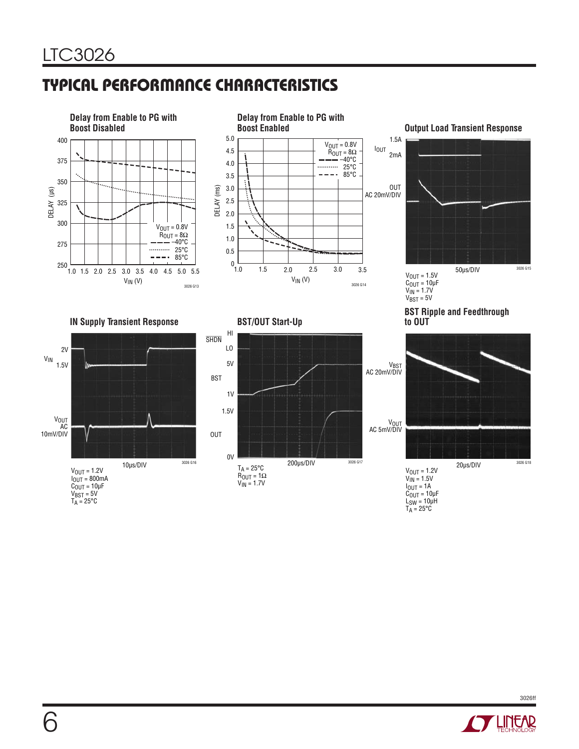## TYPICAL PERFORMANCE CHARACTERISTICS

**Delay from Enable to PG with Boost Disabled**

$V_{OUT}$ = 0.8V
$R_{OUT}$ = 8Ω
−40°C
25°C
85°C

DELAY (µs) vs $V_{IN}$ (V)

3026 G13

**Delay from Enable to PG with Boost Enabled**

$V_{OUT}$ = 0.8V
$R_{OUT}$ = 8Ω
−40°C
25°C
85°C

DELAY (ms) vs $V_{IN}$ (V)

3026 G14

**Output Load Transient Response**

$I_{OUT}$ 1.5A / 2mA

OUT AC 20mV/DIV

50µs/DIV

$V_{OUT}$ = 1.5V
$C_{OUT}$ = 10µF
$V_{IN}$ = 1.7V
$V_{BST}$ = 5V

3026 G15

**IN Supply Transient Response**

$V_{IN}$ 2V / 1.5V

$V_{OUT}$ AC 10mV/DIV

10µs/DIV

$V_{OUT}$ = 1.2V
$I_{OUT}$ = 800mA
$C_{OUT}$ = 10µF
$V_{BST}$ = 5V
$T_A$ = 25°C

3026 G16

**BST/OUT Start-Up**

$\overline{SHDN}$ HI / LO

BST 5V / 1V

OUT 1.5V / 0V

200µs/DIV

$T_A$ = 25°C
$R_{OUT}$ = 1Ω
$V_{IN}$ = 1.7V

3026 G17

**BST Ripple and Feedthrough to OUT**

$V_{BST}$ AC 20mV/DIV

$V_{OUT}$ AC 5mV/DIV

20µs/DIV

$V_{OUT}$ = 1.2V
$V_{IN}$ = 1.5V
$I_{OUT}$ = 1A
$C_{OUT}$ = 10µF
$L_{SW}$ = 10µH
$T_A$ = 25°C

3026 G18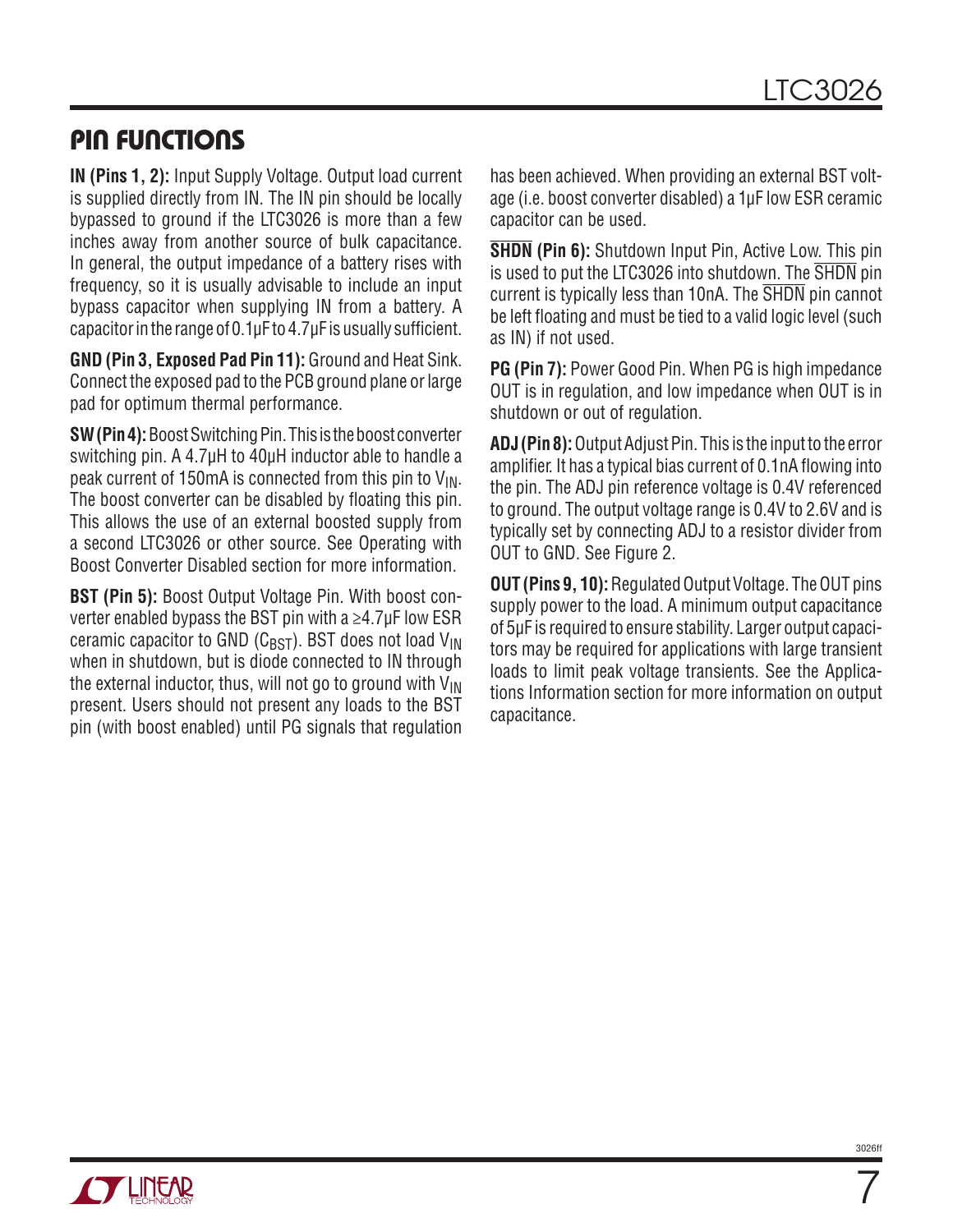## PIN FUNCTIONS

**IN (Pins 1, 2):** Input Supply Voltage. Output load current is supplied directly from IN. The IN pin should be locally bypassed to ground if the LTC3026 is more than a few inches away from another source of bulk capacitance. In general, the output impedance of a battery rises with frequency, so it is usually advisable to include an input bypass capacitor when supplying IN from a battery. A capacitor in the range of 0.1µF to 4.7µF is usually sufficient.

**GND (Pin 3, Exposed Pad Pin 11):** Ground and Heat Sink. Connect the exposed pad to the PCB ground plane or large pad for optimum thermal performance.

**SW (Pin 4):** Boost Switching Pin. This is the boost converter switching pin. A 4.7µH to 40µH inductor able to handle a peak current of 150mA is connected from this pin to $V_{IN}$. The boost converter can be disabled by floating this pin. This allows the use of an external boosted supply from a second LTC3026 or other source. See Operating with Boost Converter Disabled section for more information.

**BST (Pin 5):** Boost Output Voltage Pin. With boost converter enabled bypass the BST pin with a ≥4.7µF low ESR ceramic capacitor to GND ($C_{BST}$). BST does not load $V_{IN}$ when in shutdown, but is diode connected to IN through the external inductor, thus, will not go to ground with $V_{IN}$ present. Users should not present any loads to the BST pin (with boost enabled) until PG signals that regulation has been achieved. When providing an external BST voltage (i.e. boost converter disabled) a 1µF low ESR ceramic capacitor can be used.

**$\overline{SHDN}$ (Pin 6):** Shutdown Input Pin, Active Low. This pin is used to put the LTC3026 into shutdown. The $\overline{SHDN}$ pin current is typically less than 10nA. The $\overline{SHDN}$ pin cannot be left floating and must be tied to a valid logic level (such as IN) if not used.

**PG (Pin 7):** Power Good Pin. When PG is high impedance OUT is in regulation, and low impedance when OUT is in shutdown or out of regulation.

**ADJ (Pin 8):** Output Adjust Pin. This is the input to the error amplifier. It has a typical bias current of 0.1nA flowing into the pin. The ADJ pin reference voltage is 0.4V referenced to ground. The output voltage range is 0.4V to 2.6V and is typically set by connecting ADJ to a resistor divider from OUT to GND. See Figure 2.

**OUT (Pins 9, 10):** Regulated Output Voltage. The OUT pins supply power to the load. A minimum output capacitance of 5µF is required to ensure stability. Larger output capacitors may be required for applications with large transient loads to limit peak voltage transients. See the Applications Information section for more information on output capacitance.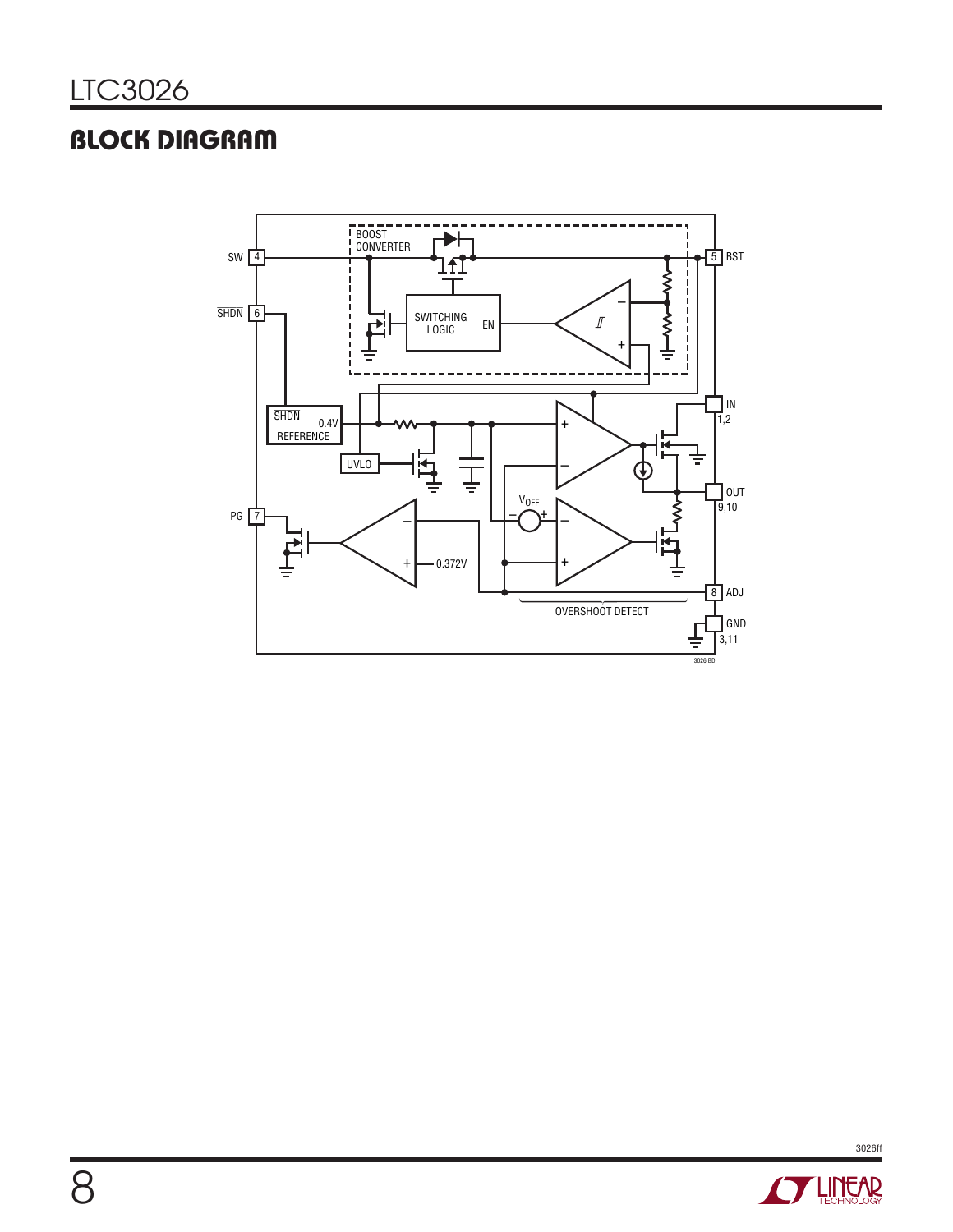## BLOCK DIAGRAM

BOOST CONVERTER

SW 4

5 BST

SHDN 6

SWITCHING LOGIC

EN

SHDN 0.4V REFERENCE

IN 1,2

UVLO

OUT 9,10

PG 7

$V_{OFF}$

0.372V

8 ADJ

OVERSHOOT DETECT

GND 3,11

3026 BD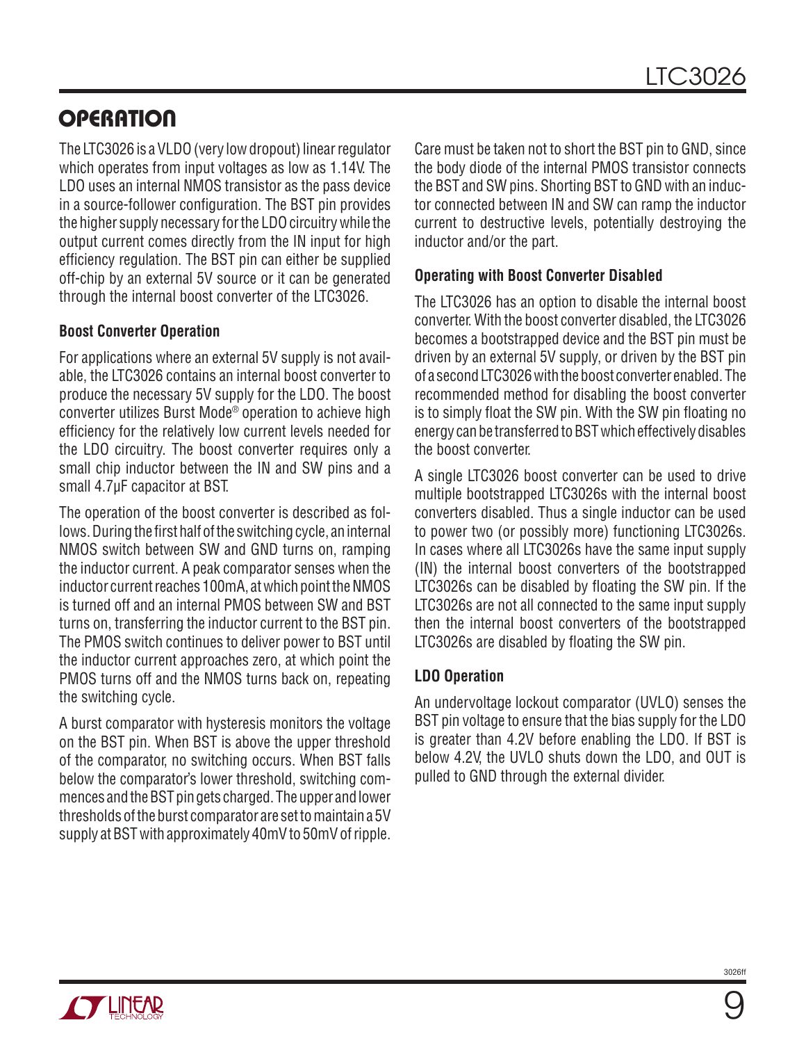## OPERATION

The LTC3026 is a VLDO (very low dropout) linear regulator which operates from input voltages as low as 1.14V. The LDO uses an internal NMOS transistor as the pass device in a source-follower configuration. The BST pin provides the higher supply necessary for the LDO circuitry while the output current comes directly from the IN input for high efficiency regulation. The BST pin can either be supplied off-chip by an external 5V source or it can be generated through the internal boost converter of the LTC3026.

### Boost Converter Operation

For applications where an external 5V supply is not available, the LTC3026 contains an internal boost converter to produce the necessary 5V supply for the LDO. The boost converter utilizes Burst Mode® operation to achieve high efficiency for the relatively low current levels needed for the LDO circuitry. The boost converter requires only a small chip inductor between the IN and SW pins and a small 4.7μF capacitor at BST.

The operation of the boost converter is described as follows. During the first half of the switching cycle, an internal NMOS switch between SW and GND turns on, ramping the inductor current. A peak comparator senses when the inductor current reaches 100mA, at which point the NMOS is turned off and an internal PMOS between SW and BST turns on, transferring the inductor current to the BST pin. The PMOS switch continues to deliver power to BST until the inductor current approaches zero, at which point the PMOS turns off and the NMOS turns back on, repeating the switching cycle.

A burst comparator with hysteresis monitors the voltage on the BST pin. When BST is above the upper threshold of the comparator, no switching occurs. When BST falls below the comparator's lower threshold, switching commences and the BST pin gets charged. The upper and lower thresholds of the burst comparator are set to maintain a 5V supply at BST with approximately 40mV to 50mV of ripple.

Care must be taken not to short the BST pin to GND, since the body diode of the internal PMOS transistor connects the BST and SW pins. Shorting BST to GND with an inductor connected between IN and SW can ramp the inductor current to destructive levels, potentially destroying the inductor and/or the part.

### Operating with Boost Converter Disabled

The LTC3026 has an option to disable the internal boost converter. With the boost converter disabled, the LTC3026 becomes a bootstrapped device and the BST pin must be driven by an external 5V supply, or driven by the BST pin of a second LTC3026 with the boost converter enabled. The recommended method for disabling the boost converter is to simply float the SW pin. With the SW pin floating no energy can be transferred to BST which effectively disables the boost converter.

A single LTC3026 boost converter can be used to drive multiple bootstrapped LTC3026s with the internal boost converters disabled. Thus a single inductor can be used to power two (or possibly more) functioning LTC3026s. In cases where all LTC3026s have the same input supply (IN) the internal boost converters of the bootstrapped LTC3026s can be disabled by floating the SW pin. If the LTC3026s are not all connected to the same input supply then the internal boost converters of the bootstrapped LTC3026s are disabled by floating the SW pin.

### LDO Operation

An undervoltage lockout comparator (UVLO) senses the BST pin voltage to ensure that the bias supply for the LDO is greater than 4.2V before enabling the LDO. If BST is below 4.2V, the UVLO shuts down the LDO, and OUT is pulled to GND through the external divider.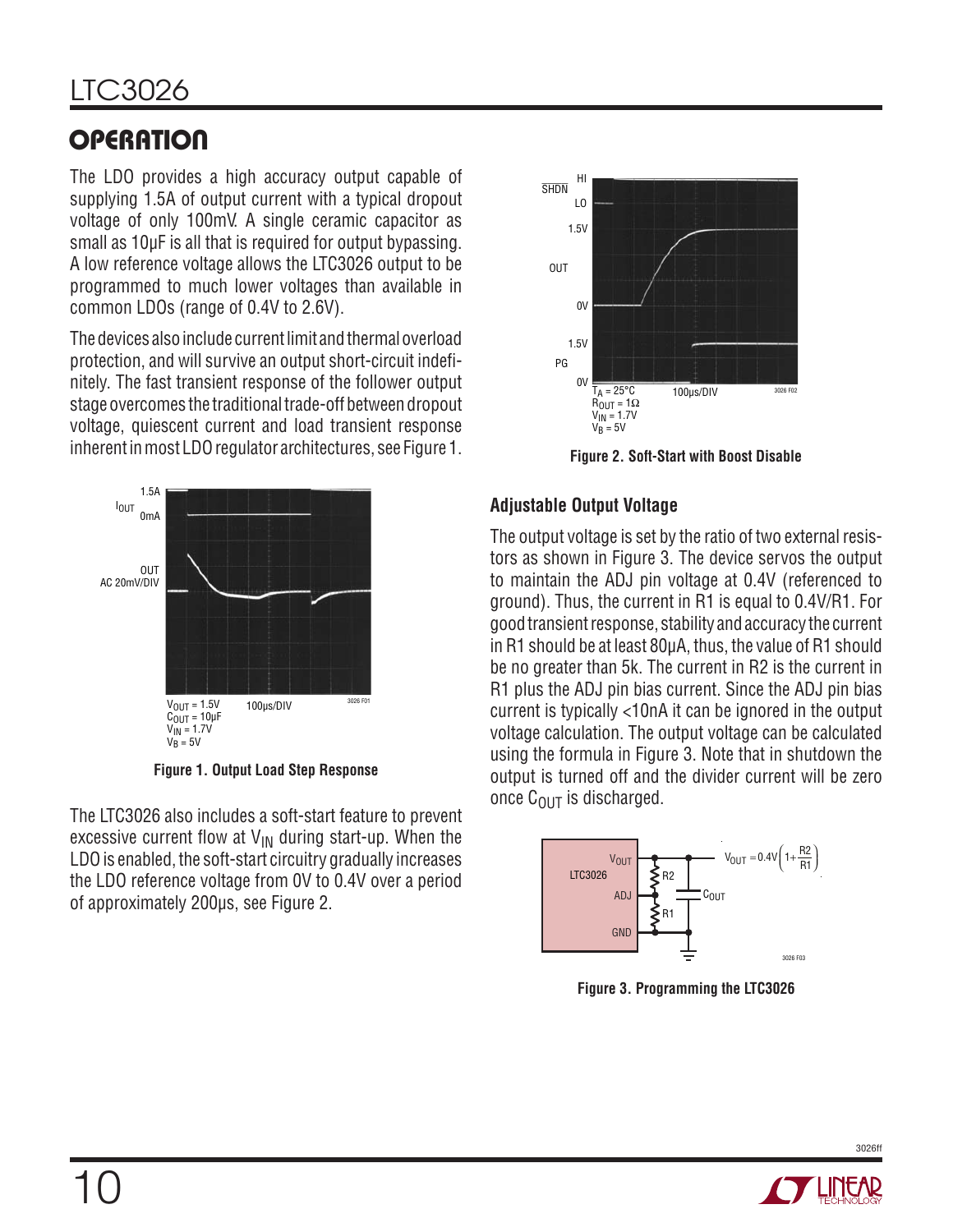## OPERATION

The LDO provides a high accuracy output capable of supplying 1.5A of output current with a typical dropout voltage of only 100mV. A single ceramic capacitor as small as 10µF is all that is required for output bypassing. A low reference voltage allows the LTC3026 output to be programmed to much lower voltages than available in common LDOs (range of 0.4V to 2.6V).

The devices also include current limit and thermal overload protection, and will survive an output short-circuit indefinitely. The fast transient response of the follower output stage overcomes the traditional trade-off between dropout voltage, quiescent current and load transient response inherent in most LDO regulator architectures, see Figure 1.

**Figure 1. Output Load Step Response**

The LTC3026 also includes a soft-start feature to prevent excessive current flow at $V_{IN}$ during start-up. When the LDO is enabled, the soft-start circuitry gradually increases the LDO reference voltage from 0V to 0.4V over a period of approximately 200µs, see Figure 2.

**Figure 2. Soft-Start with Boost Disable**

### Adjustable Output Voltage

The output voltage is set by the ratio of two external resistors as shown in Figure 3. The device servos the output to maintain the ADJ pin voltage at 0.4V (referenced to ground). Thus, the current in R1 is equal to 0.4V/R1. For good transient response, stability and accuracy the current in R1 should be at least 80µA, thus, the value of R1 should be no greater than 5k. The current in R2 is the current in R1 plus the ADJ pin bias current. Since the ADJ pin bias current is typically <10nA it can be ignored in the output voltage calculation. The output voltage can be calculated using the formula in Figure 3. Note that in shutdown the output is turned off and the divider current will be zero once $C_{OUT}$ is discharged.

$$V_{OUT} = 0.4V\left(1 + \frac{R2}{R1}\right)$$

**Figure 3. Programming the LTC3026**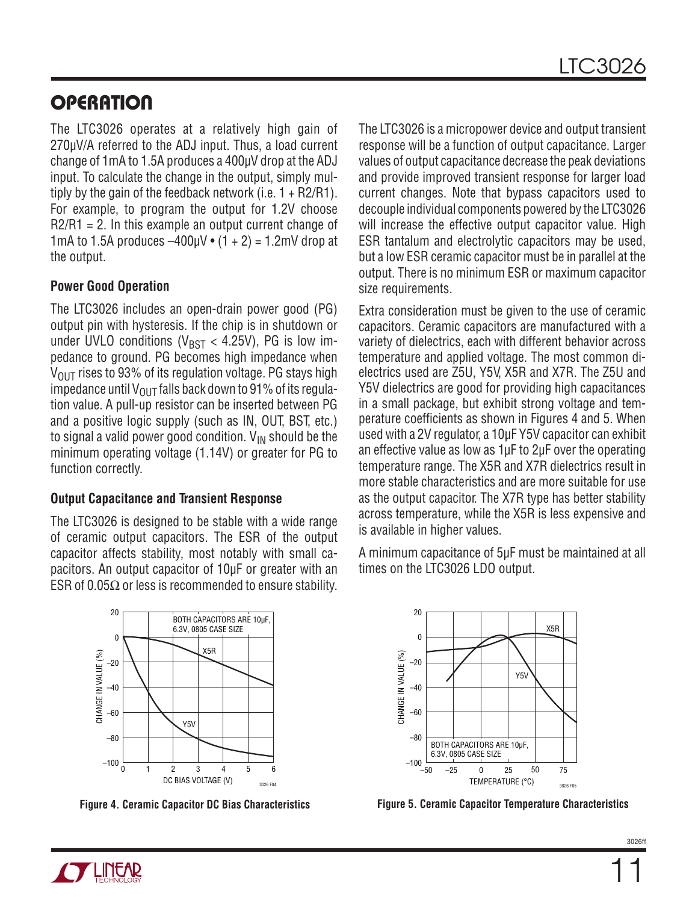# OPERATION

The LTC3026 operates at a relatively high gain of 270μV/A referred to the ADJ input. Thus, a load current change of 1mA to 1.5A produces a 400μV drop at the ADJ input. To calculate the change in the output, simply multiply by the gain of the feedback network (i.e. 1 + R2/R1). For example, to program the output for 1.2V choose R2/R1 = 2. In this example an output current change of 1mA to 1.5A produces –400μV • (1 + 2) = 1.2mV drop at the output.

### Power Good Operation

The LTC3026 includes an open-drain power good (PG) output pin with hysteresis. If the chip is in shutdown or under UVLO conditions ($V_{BST}$ < 4.25V), PG is low impedance to ground. PG becomes high impedance when $V_{OUT}$ rises to 93% of its regulation voltage. PG stays high impedance until $V_{OUT}$ falls back down to 91% of its regulation value. A pull-up resistor can be inserted between PG and a positive logic supply (such as IN, OUT, BST, etc.) to signal a valid power good condition. $V_{IN}$ should be the minimum operating voltage (1.14V) or greater for PG to function correctly.

### Output Capacitance and Transient Response

The LTC3026 is designed to be stable with a wide range of ceramic output capacitors. The ESR of the output capacitor affects stability, most notably with small capacitors. An output capacitor of 10μF or greater with an ESR of 0.05Ω or less is recommended to ensure stability. The LTC3026 is a micropower device and output transient response will be a function of output capacitance. Larger values of output capacitance decrease the peak deviations and provide improved transient response for larger load current changes. Note that bypass capacitors used to decouple individual components powered by the LTC3026 will increase the effective output capacitor value. High ESR tantalum and electrolytic capacitors may be used, but a low ESR ceramic capacitor must be in parallel at the output. There is no minimum ESR or maximum capacitor size requirements.

Extra consideration must be given to the use of ceramic capacitors. Ceramic capacitors are manufactured with a variety of dielectrics, each with different behavior across temperature and applied voltage. The most common dielectrics used are Z5U, Y5V, X5R and X7R. The Z5U and Y5V dielectrics are good for providing high capacitances in a small package, but exhibit strong voltage and temperature coefficients as shown in Figures 4 and 5. When used with a 2V regulator, a 10μF Y5V capacitor can exhibit an effective value as low as 1μF to 2μF over the operating temperature range. The X5R and X7R dielectrics result in more stable characteristics and are more suitable for use as the output capacitor. The X7R type has better stability across temperature, while the X5R is less expensive and is available in higher values.

A minimum capacitance of 5μF must be maintained at all times on the LTC3026 LDO output.

**Figure 4. Ceramic Capacitor DC Bias Characteristics**

**Figure 5. Ceramic Capacitor Temperature Characteristics**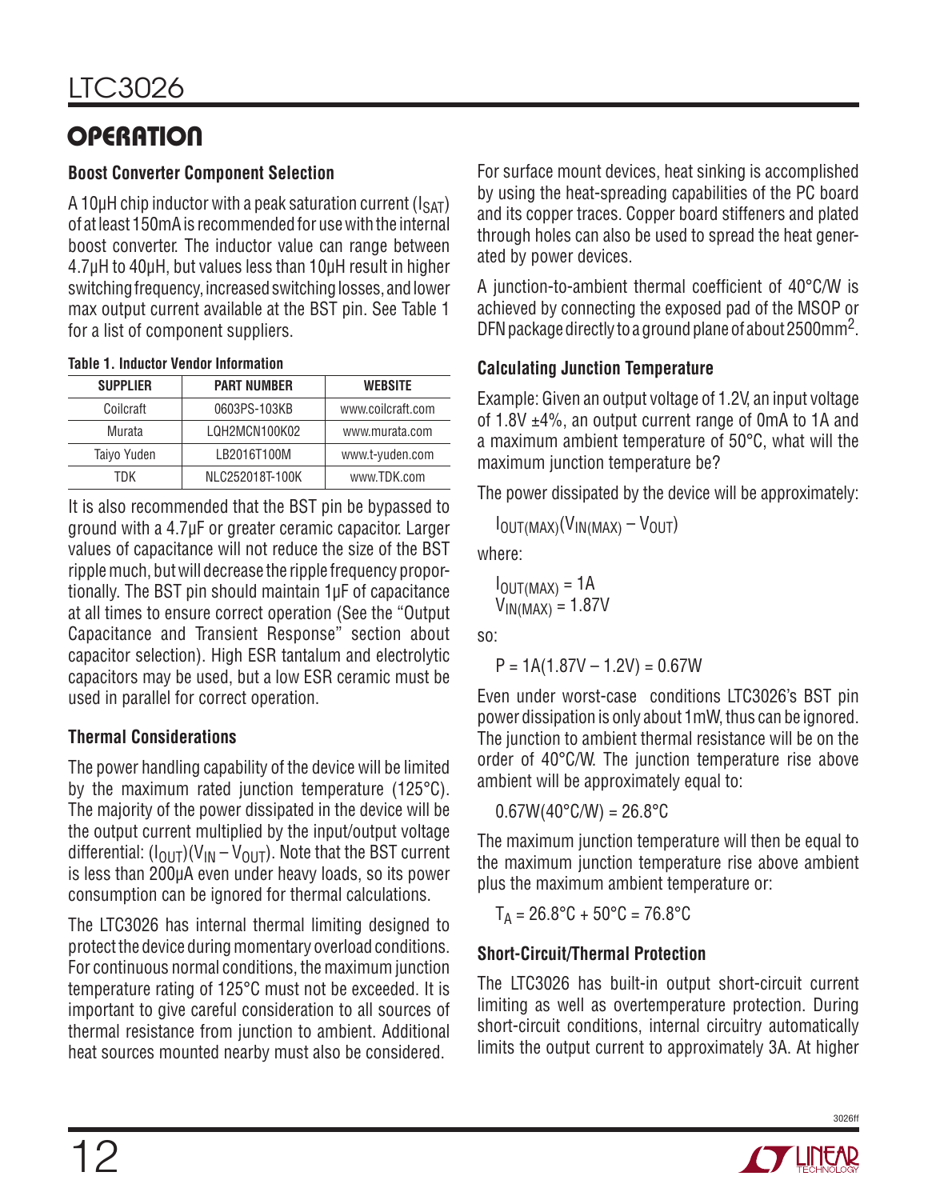## OPERATION

### Boost Converter Component Selection

A 10µH chip inductor with a peak saturation current ($I_{SAT}$) of at least 150mA is recommended for use with the internal boost converter. The inductor value can range between 4.7µH to 40µH, but values less than 10µH result in higher switching frequency, increased switching losses, and lower max output current available at the BST pin. See Table 1 for a list of component suppliers.

**Table 1. Inductor Vendor Information**

| SUPPLIER | PART NUMBER | WEBSITE |
|---|---|---|
| Coilcraft | 0603PS-103KB | www.coilcraft.com |
| Murata | LQH2MCN100K02 | www.murata.com |
| Taiyo Yuden | LB2016T100M | www.t-yuden.com |
| TDK | NLC252018T-100K | www.TDK.com |

It is also recommended that the BST pin be bypassed to ground with a 4.7µF or greater ceramic capacitor. Larger values of capacitance will not reduce the size of the BST ripple much, but will decrease the ripple frequency proportionally. The BST pin should maintain 1µF of capacitance at all times to ensure correct operation (See the "Output Capacitance and Transient Response" section about capacitor selection). High ESR tantalum and electrolytic capacitors may be used, but a low ESR ceramic must be used in parallel for correct operation.

### Thermal Considerations

The power handling capability of the device will be limited by the maximum rated junction temperature (125°C). The majority of the power dissipated in the device will be the output current multiplied by the input/output voltage differential: $(I_{OUT})(V_{IN} – V_{OUT})$. Note that the BST current is less than 200µA even under heavy loads, so its power consumption can be ignored for thermal calculations.

The LTC3026 has internal thermal limiting designed to protect the device during momentary overload conditions. For continuous normal conditions, the maximum junction temperature rating of 125°C must not be exceeded. It is important to give careful consideration to all sources of thermal resistance from junction to ambient. Additional heat sources mounted nearby must also be considered.

For surface mount devices, heat sinking is accomplished by using the heat-spreading capabilities of the PC board and its copper traces. Copper board stiffeners and plated through holes can also be used to spread the heat generated by power devices.

A junction-to-ambient thermal coefficient of 40°C/W is achieved by connecting the exposed pad of the MSOP or DFN package directly to a ground plane of about 2500mm$^2$.

### Calculating Junction Temperature

Example: Given an output voltage of 1.2V, an input voltage of 1.8V ±4%, an output current range of 0mA to 1A and a maximum ambient temperature of 50°C, what will the maximum junction temperature be?

The power dissipated by the device will be approximately:

$$I_{OUT(MAX)}(V_{IN(MAX)} – V_{OUT})$$

where:

$$I_{OUT(MAX)} = 1A$$
$$V_{IN(MAX)} = 1.87V$$

so:

$$P = 1A(1.87V – 1.2V) = 0.67W$$

Even under worst-case conditions LTC3026's BST pin power dissipation is only about 1mW, thus can be ignored. The junction to ambient thermal resistance will be on the order of 40°C/W. The junction temperature rise above ambient will be approximately equal to:

$$0.67W(40°C/W) = 26.8°C$$

The maximum junction temperature will then be equal to the maximum junction temperature rise above ambient plus the maximum ambient temperature or:

$$T_A = 26.8°C + 50°C = 76.8°C$$

### Short-Circuit/Thermal Protection

The LTC3026 has built-in output short-circuit current limiting as well as overtemperature protection. During short-circuit conditions, internal circuitry automatically limits the output current to approximately 3A. At higher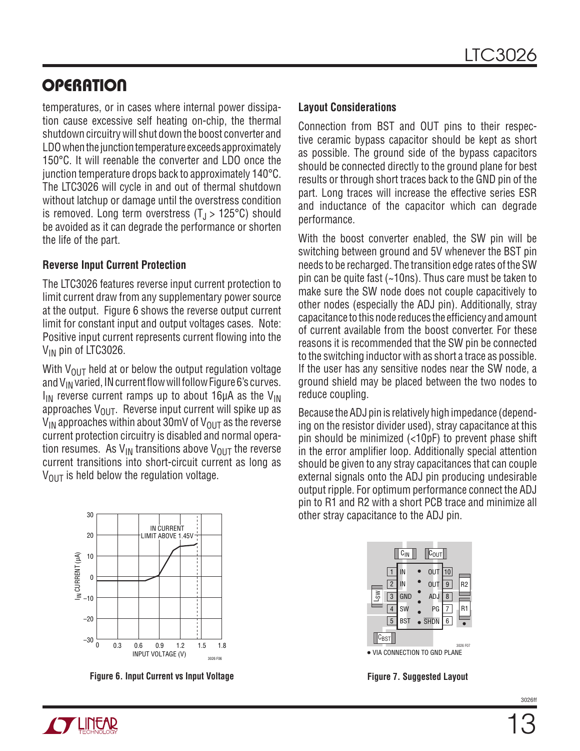## OPERATION

temperatures, or in cases where internal power dissipation cause excessive self heating on-chip, the thermal shutdown circuitry will shut down the boost converter and LDO when the junction temperature exceeds approximately 150°C. It will reenable the converter and LDO once the junction temperature drops back to approximately 140°C. The LTC3026 will cycle in and out of thermal shutdown without latchup or damage until the overstress condition is removed. Long term overstress ($T_J$ > 125°C) should be avoided as it can degrade the performance or shorten the life of the part.

### Reverse Input Current Protection

The LTC3026 features reverse input current protection to limit current draw from any supplementary power source at the output. Figure 6 shows the reverse output current limit for constant input and output voltages cases. Note: Positive input current represents current flowing into the $V_{IN}$ pin of LTC3026.

With $V_{OUT}$ held at or below the output regulation voltage and $V_{IN}$ varied, IN current flow will follow Figure 6's curves. $I_{IN}$ reverse current ramps up to about 16µA as the $V_{IN}$ approaches $V_{OUT}$. Reverse input current will spike up as $V_{IN}$ approaches within about 30mV of $V_{OUT}$ as the reverse current protection circuitry is disabled and normal operation resumes. As $V_{IN}$ transitions above $V_{OUT}$ the reverse current transitions into short-circuit current as long as $V_{OUT}$ is held below the regulation voltage.

**Figure 6. Input Current vs Input Voltage**

### Layout Considerations

Connection from BST and OUT pins to their respective ceramic bypass capacitor should be kept as short as possible. The ground side of the bypass capacitors should be connected directly to the ground plane for best results or through short traces back to the GND pin of the part. Long traces will increase the effective series ESR and inductance of the capacitor which can degrade performance.

With the boost converter enabled, the SW pin will be switching between ground and 5V whenever the BST pin needs to be recharged. The transition edge rates of the SW pin can be quite fast (~10ns). Thus care must be taken to make sure the SW node does not couple capacitively to other nodes (especially the ADJ pin). Additionally, stray capacitance to this node reduces the efficiency and amount of current available from the boost converter. For these reasons it is recommended that the SW pin be connected to the switching inductor with as short a trace as possible. If the user has any sensitive nodes near the SW node, a ground shield may be placed between the two nodes to reduce coupling.

Because the ADJ pin is relatively high impedance (depending on the resistor divider used), stray capacitance at this pin should be minimized (<10pF) to prevent phase shift in the error amplifier loop. Additionally special attention should be given to any stray capacitances that can couple external signals onto the ADJ pin producing undesirable output ripple. For optimum performance connect the ADJ pin to R1 and R2 with a short PCB trace and minimize all other stray capacitance to the ADJ pin.

**Figure 7. Suggested Layout**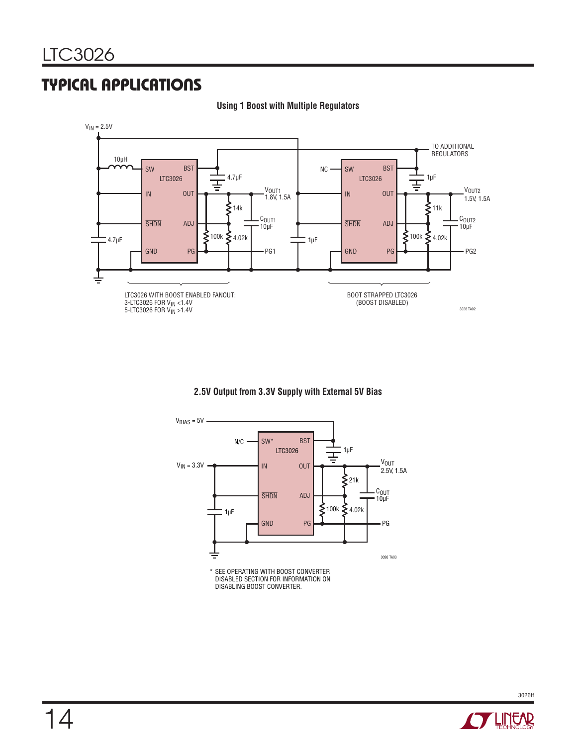## TYPICAL APPLICATIONS

**Using 1 Boost with Multiple Regulators**

$V_{IN}$ = 2.5V

10µH

SW BST LTC3026 IN OUT SHDN ADJ GND PG

4.7µF

$V_{OUT1}$ 1.8V, 1.5A

14k

$C_{OUT1}$ 10µF

100k 4.02k

PG1

4.7µF

NC

SW BST LTC3026 IN OUT SHDN ADJ GND PG

1µF

TO ADDITIONAL REGULATORS

$V_{OUT2}$ 1.5V, 1.5A

11k

$C_{OUT2}$ 10µF

1µF

100k 4.02k

PG2

LTC3026 WITH BOOST ENABLED FANOUT:
3-LTC3026 FOR $V_{IN}$ <1.4V
5-LTC3026 FOR $V_{IN}$ >1.4V

BOOT STRAPPED LTC3026
(BOOST DISABLED)

3026 TA02

**2.5V Output from 3.3V Supply with External 5V Bias**

$V_{BIAS}$ = 5V

N/C

SW* BST LTC3026 IN OUT SHDN ADJ GND PG

1µF

$V_{IN}$ = 3.3V

$V_{OUT}$ 2.5V, 1.5A

21k

$C_{OUT}$ 10µF

1µF

100k 4.02k

PG

3026 TA03

\* SEE OPERATING WITH BOOST CONVERTER DISABLED SECTION FOR INFORMATION ON DISABLING BOOST CONVERTER.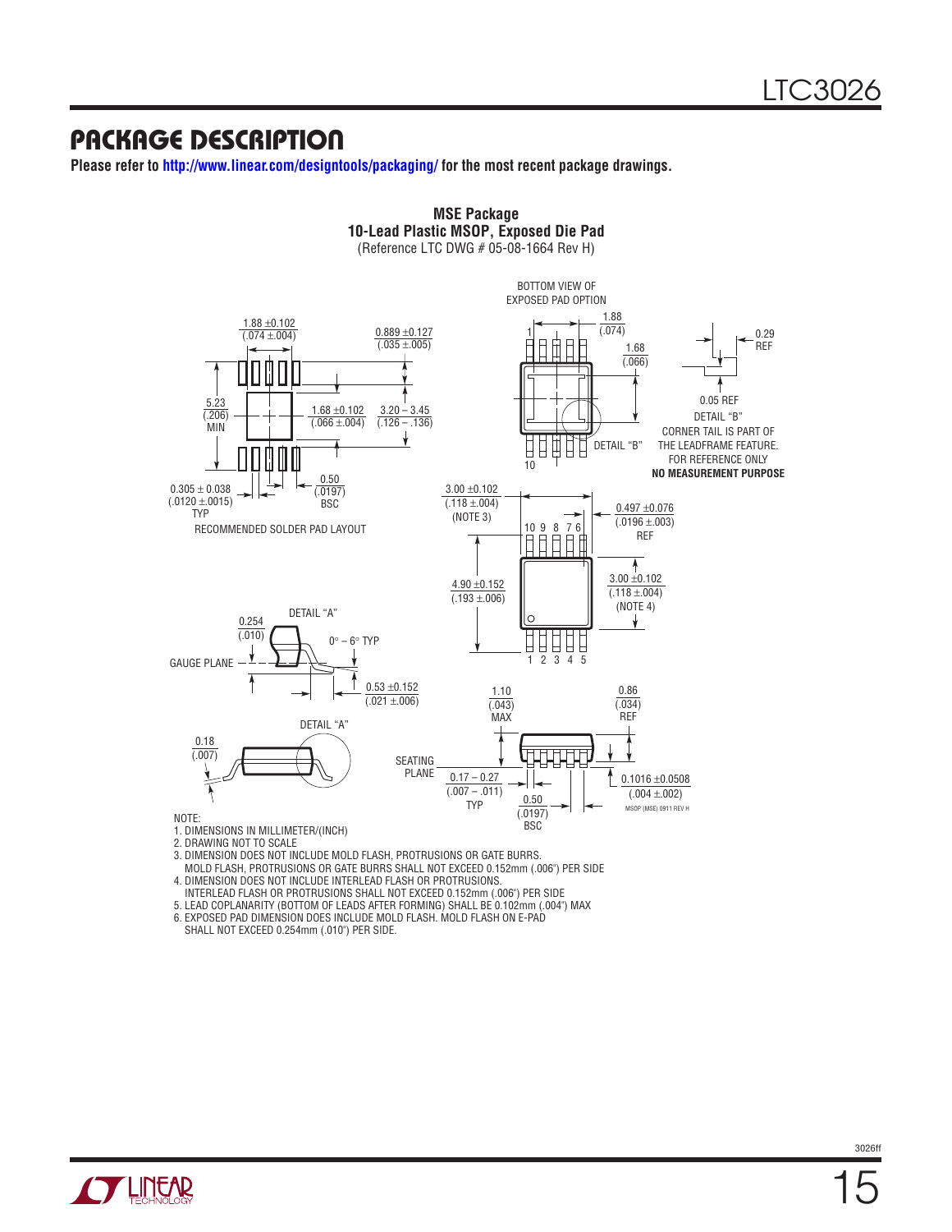# PACKAGE DESCRIPTION

**Please refer to http://www.linear.com/designtools/packaging/ for the most recent package drawings.**

**MSE Package**
**10-Lead Plastic MSOP, Exposed Die Pad**
(Reference LTC DWG # 05-08-1664 Rev H)

BOTTOM VIEW OF EXPOSED PAD OPTION

1.88 ±0.102 (.074 ±.004)

0.889 ±0.127 (.035 ±.005)

5.23 (.206) MIN

1.68 ±0.102 (.066 ±.004)

3.20 – 3.45 (.126 – .136)

0.305 ± 0.038 (.0120 ±.0015) TYP

0.50 (.0197) BSC

RECOMMENDED SOLDER PAD LAYOUT

1.88 (.074)

1.68 (.066)

DETAIL "B"

0.29 REF

0.05 REF

DETAIL "B"
CORNER TAIL IS PART OF THE LEADFRAME FEATURE.
FOR REFERENCE ONLY
**NO MEASUREMENT PURPOSE**

3.00 ±0.102 (.118 ±.004) (NOTE 3)

0.497 ±0.076 (.0196 ±.003) REF

4.90 ±0.152 (.193 ±.006)

3.00 ±0.102 (.118 ±.004) (NOTE 4)

DETAIL "A"

0.254 (.010)

0° – 6° TYP

GAUGE PLANE

0.53 ±0.152 (.021 ±.006)

DETAIL "A"

0.18 (.007)

SEATING PLANE

1.10 (.043) MAX

0.86 (.034) REF

0.17 – 0.27 (.007 – .011) TYP

0.50 (.0197) BSC

0.1016 ±0.0508 (.004 ±.002)

MSOP (MSE) 0911 REV H

NOTE:
1. DIMENSIONS IN MILLIMETER/(INCH)
2. DRAWING NOT TO SCALE
3. DIMENSION DOES NOT INCLUDE MOLD FLASH, PROTRUSIONS OR GATE BURRS. MOLD FLASH, PROTRUSIONS OR GATE BURRS SHALL NOT EXCEED 0.152mm (.006") PER SIDE
4. DIMENSION DOES NOT INCLUDE INTERLEAD FLASH OR PROTRUSIONS. INTERLEAD FLASH OR PROTRUSIONS SHALL NOT EXCEED 0.152mm (.006") PER SIDE
5. LEAD COPLANARITY (BOTTOM OF LEADS AFTER FORMING) SHALL BE 0.102mm (.004") MAX
6. EXPOSED PAD DIMENSION DOES INCLUDE MOLD FLASH. MOLD FLASH ON E-PAD SHALL NOT EXCEED 0.254mm (.010") PER SIDE.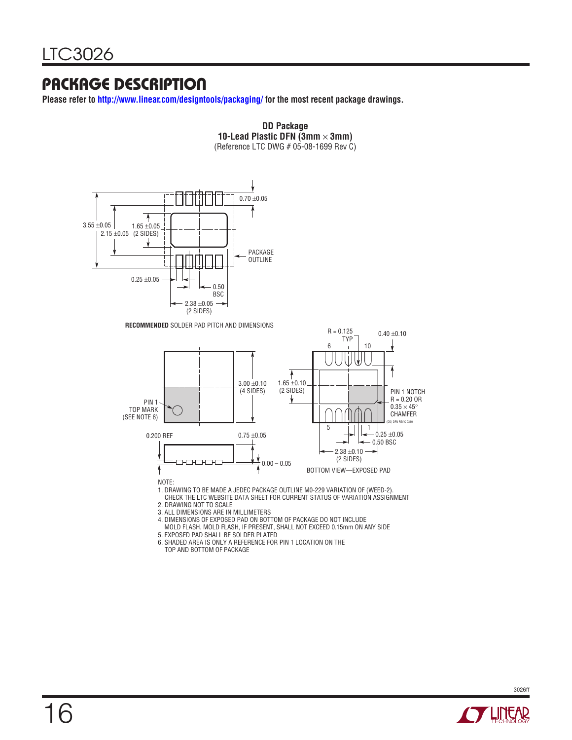## PACKAGE DESCRIPTION

**Please refer to http://www.linear.com/designtools/packaging/ for the most recent package drawings.**

**DD Package**
**10-Lead Plastic DFN (3mm × 3mm)**
(Reference LTC DWG # 05-08-1699 Rev C)

3.55 ±0.05
2.15 ±0.05
1.65 ±0.05 (2 SIDES)
0.70 ±0.05
PACKAGE OUTLINE
0.25 ±0.05
0.50 BSC
2.38 ±0.05 (2 SIDES)

**RECOMMENDED** SOLDER PAD PITCH AND DIMENSIONS

PIN 1 TOP MARK (SEE NOTE 6)
3.00 ±0.10 (4 SIDES)
0.200 REF
0.75 ±0.05
0.00 – 0.05

R = 0.125 TYP
0.40 ±0.10
6 10
1.65 ±0.10 (2 SIDES)
PIN 1 NOTCH R = 0.20 OR 0.35 × 45° CHAMFER
(DD) DFN REV C 0310
5 1
0.25 ±0.05
0.50 BSC
2.38 ±0.10 (2 SIDES)

BOTTOM VIEW—EXPOSED PAD

NOTE:
1. DRAWING TO BE MADE A JEDEC PACKAGE OUTLINE M0-229 VARIATION OF (WEED-2). CHECK THE LTC WEBSITE DATA SHEET FOR CURRENT STATUS OF VARIATION ASSIGNMENT
2. DRAWING NOT TO SCALE
3. ALL DIMENSIONS ARE IN MILLIMETERS
4. DIMENSIONS OF EXPOSED PAD ON BOTTOM OF PACKAGE DO NOT INCLUDE MOLD FLASH. MOLD FLASH, IF PRESENT, SHALL NOT EXCEED 0.15mm ON ANY SIDE
5. EXPOSED PAD SHALL BE SOLDER PLATED
6. SHADED AREA IS ONLY A REFERENCE FOR PIN 1 LOCATION ON THE TOP AND BOTTOM OF PACKAGE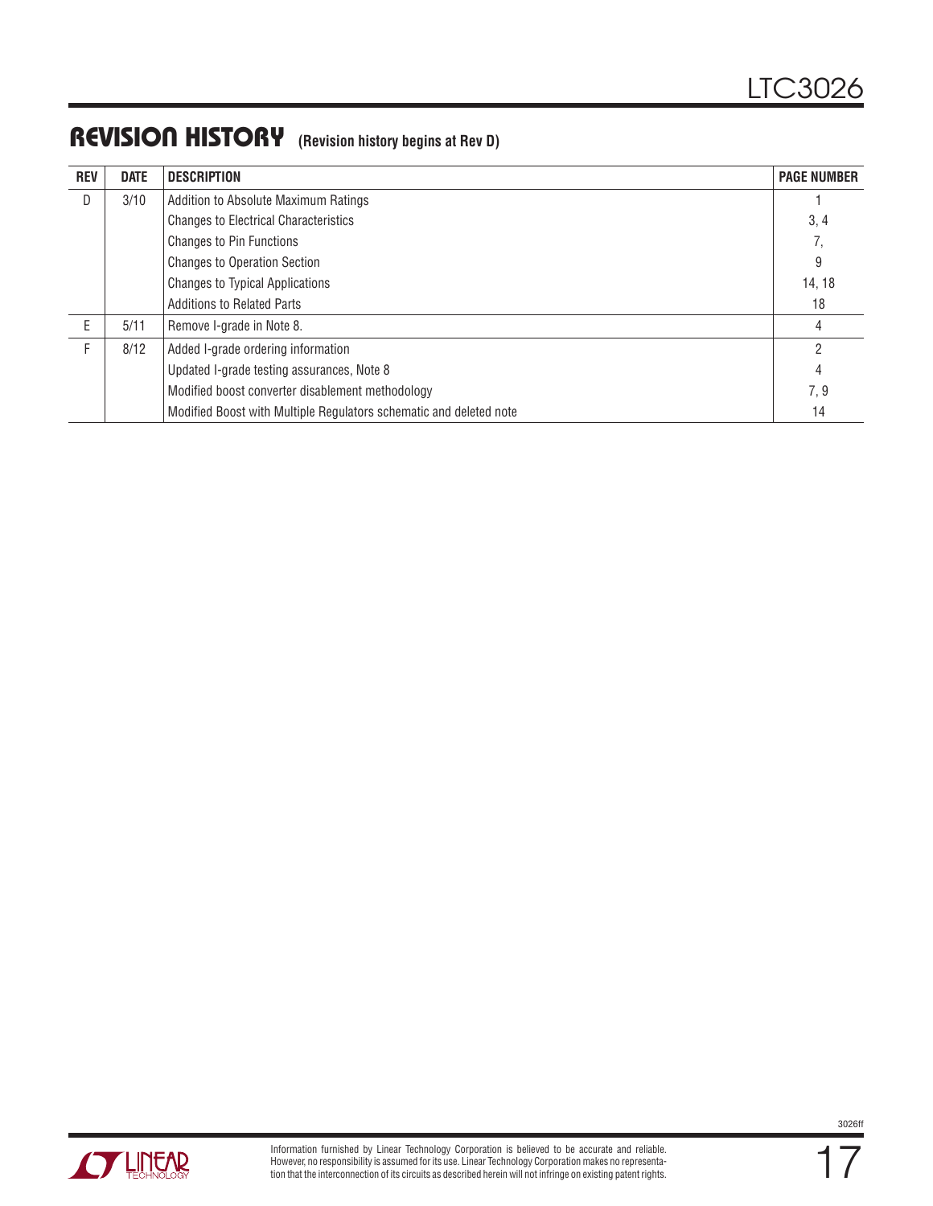## REVISION HISTORY (Revision history begins at Rev D)

| REV | DATE | DESCRIPTION | PAGE NUMBER |
|---|---|---|---|
| D | 3/10 | Addition to Absolute Maximum Ratings | 1 |
| | | Changes to Electrical Characteristics | 3, 4 |
| | | Changes to Pin Functions | 7, |
| | | Changes to Operation Section | 9 |
| | | Changes to Typical Applications | 14, 18 |
| | | Additions to Related Parts | 18 |
| E | 5/11 | Remove I-grade in Note 8. | 4 |
| F | 8/12 | Added I-grade ordering information | 2 |
| | | Updated I-grade testing assurances, Note 8 | 4 |
| | | Modified boost converter disablement methodology | 7, 9 |
| | | Modified Boost with Multiple Regulators schematic and deleted note | 14 |

Information furnished by Linear Technology Corporation is believed to be accurate and reliable. However, no responsibility is assumed for its use. Linear Technology Corporation makes no representation that the interconnection of its circuits as described herein will not infringe on existing patent rights.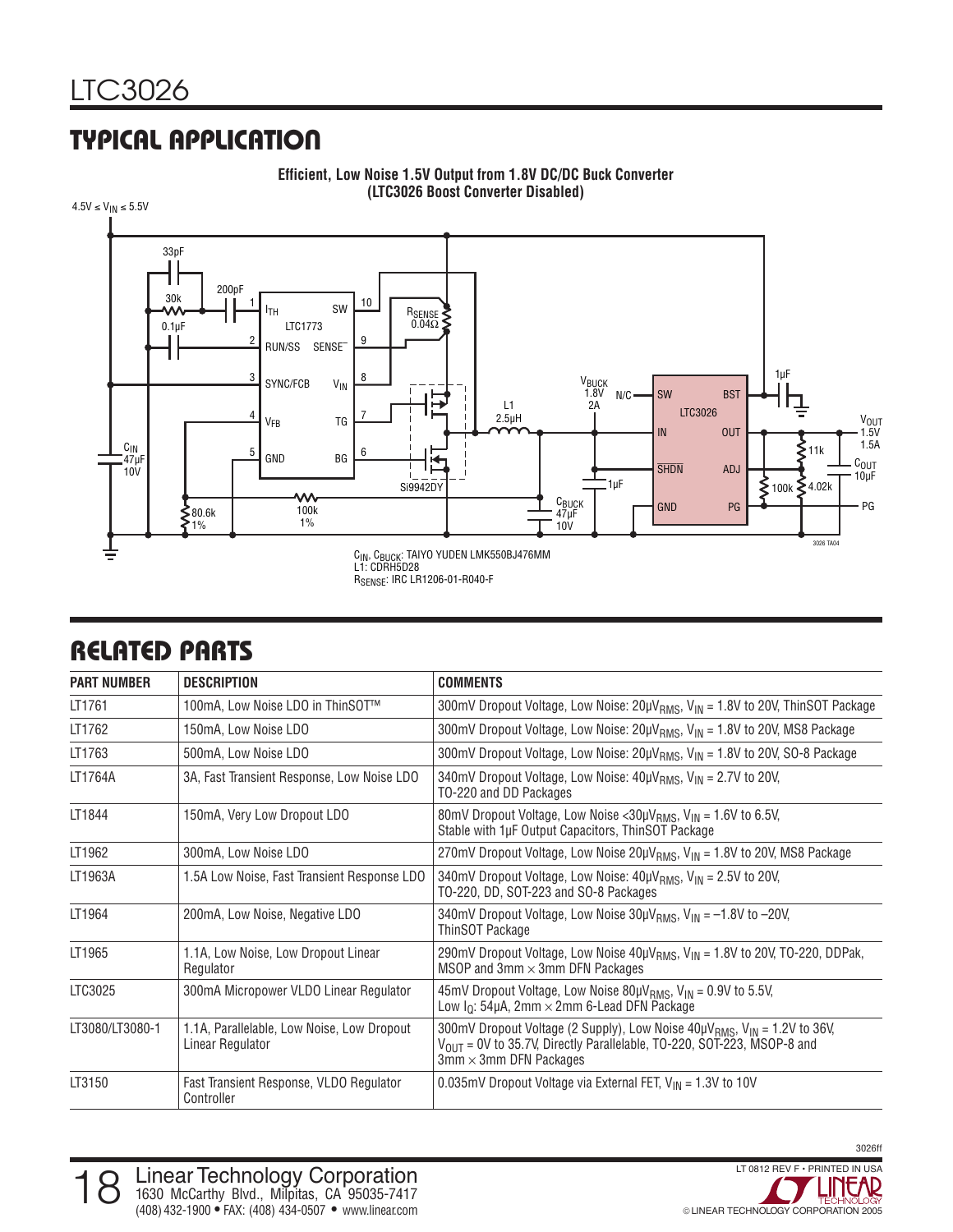## TYPICAL APPLICATION

**Efficient, Low Noise 1.5V Output from 1.8V DC/DC Buck Converter (LTC3026 Boost Converter Disabled)**

$4.5V \le V_{IN} \le 5.5V$

33pF
200pF
30k
0.1µF
1 $I_{TH}$ SW 10
LTC1773
2 RUN/SS $SENSE^-$ 9
3 SYNC/FCB $V_{IN}$ 8
4 $V_{FB}$ TG 7
5 GND BG 6
$R_{SENSE}$ 0.04Ω
Si9942DY
L1 2.5µH
$V_{BUCK}$ 1.8V 2A
$C_{IN}$ 47µF 10V
80.6k 1%
100k 1%
$C_{BUCK}$ 47µF 10V
1µF
N/C
SW BST
LTC3026
IN OUT
$\overline{SHDN}$ ADJ
GND PG
1µF
11k
100k
4.02k
$C_{OUT}$ 10µF
$V_{OUT}$ 1.5V 1.5A
PG
3026 TA04

$C_{IN}$, $C_{BUCK}$: TAIYO YUDEN LMK550BJ476MM
L1: CDRH5D28
$R_{SENSE}$: IRC LR1206-01-R040-F

## RELATED PARTS

| PART NUMBER | DESCRIPTION | COMMENTS |
|---|---|---|
| LT1761 | 100mA, Low Noise LDO in ThinSOT™ | 300mV Dropout Voltage, Low Noise: $20\mu V_{RMS}$, $V_{IN}$ = 1.8V to 20V, ThinSOT Package |
| LT1762 | 150mA, Low Noise LDO | 300mV Dropout Voltage, Low Noise: $20\mu V_{RMS}$, $V_{IN}$ = 1.8V to 20V, MS8 Package |
| LT1763 | 500mA, Low Noise LDO | 300mV Dropout Voltage, Low Noise: $20\mu V_{RMS}$, $V_{IN}$ = 1.8V to 20V, SO-8 Package |
| LT1764A | 3A, Fast Transient Response, Low Noise LDO | 340mV Dropout Voltage, Low Noise: $40\mu V_{RMS}$, $V_{IN}$ = 2.7V to 20V, TO-220 and DD Packages |
| LT1844 | 150mA, Very Low Dropout LDO | 80mV Dropout Voltage, Low Noise <$30\mu V_{RMS}$, $V_{IN}$ = 1.6V to 6.5V, Stable with 1µF Output Capacitors, ThinSOT Package |
| LT1962 | 300mA, Low Noise LDO | 270mV Dropout Voltage, Low Noise $20\mu V_{RMS}$, $V_{IN}$ = 1.8V to 20V, MS8 Package |
| LT1963A | 1.5A Low Noise, Fast Transient Response LDO | 340mV Dropout Voltage, Low Noise: $40\mu V_{RMS}$, $V_{IN}$ = 2.5V to 20V, TO-220, DD, SOT-223 and SO-8 Packages |
| LT1964 | 200mA, Low Noise, Negative LDO | 340mV Dropout Voltage, Low Noise $30\mu V_{RMS}$, $V_{IN}$ = –1.8V to –20V, ThinSOT Package |
| LT1965 | 1.1A, Low Noise, Low Dropout Linear Regulator | 290mV Dropout Voltage, Low Noise $40\mu V_{RMS}$, $V_{IN}$ = 1.8V to 20V, TO-220, DDPak, MSOP and 3mm × 3mm DFN Packages |
| LTC3025 | 300mA Micropower VLDO Linear Regulator | 45mV Dropout Voltage, Low Noise $80\mu V_{RMS}$, $V_{IN}$ = 0.9V to 5.5V, Low $I_Q$: 54µA, 2mm × 2mm 6-Lead DFN Package |
| LT3080/LT3080-1 | 1.1A, Parallelable, Low Noise, Low Dropout Linear Regulator | 300mV Dropout Voltage (2 Supply), Low Noise $40\mu V_{RMS}$, $V_{IN}$ = 1.2V to 36V, $V_{OUT}$ = 0V to 35.7V, Directly Parallelable, TO-220, SOT-223, MSOP-8 and 3mm × 3mm DFN Packages |
| LT3150 | Fast Transient Response, VLDO Regulator Controller | 0.035mV Dropout Voltage via External FET, $V_{IN}$ = 1.3V to 10V |

Linear Technology Corporation
1630 McCarthy Blvd., Milpitas, CA 95035-7417
(408) 432-1900 • FAX: (408) 434-0507 • www.linear.com

LT 0812 REV F • PRINTED IN USA
© LINEAR TECHNOLOGY CORPORATION 2005